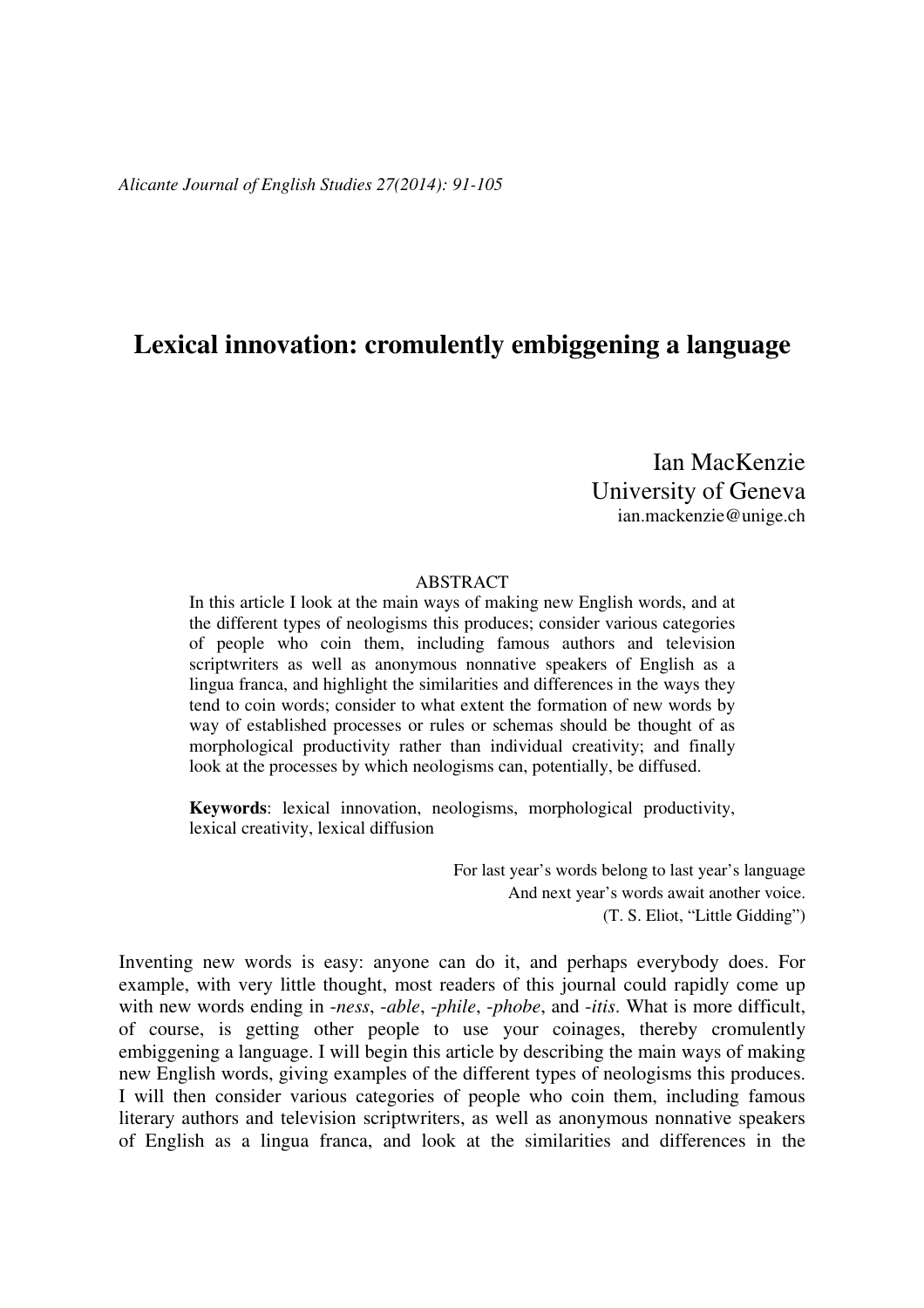# Lexical innovation: cromulently embiggening a language

Ian MacKenzie
University of Geneva
ian.mackenzie@unige.ch

## ABSTRACT

In this article I look at the main ways of making new English words, and at the different types of neologisms this produces; consider various categories of people who coin them, including famous authors and television scriptwriters as well as anonymous nonnative speakers of English as a lingua franca, and highlight the similarities and differences in the ways they tend to coin words; consider to what extent the formation of new words by way of established processes or rules or schemas should be thought of as morphological productivity rather than individual creativity; and finally look at the processes by which neologisms can, potentially, be diffused.

**Keywords**: lexical innovation, neologisms, morphological productivity, lexical creativity, lexical diffusion

> For last year's words belong to last year's language
> And next year's words await another voice.
> (T. S. Eliot, "Little Gidding")

Inventing new words is easy: anyone can do it, and perhaps everybody does. For example, with very little thought, most readers of this journal could rapidly come up with new words ending in *-ness*, *-able*, *-phile*, *-phobe*, and *-itis*. What is more difficult, of course, is getting other people to use your coinages, thereby cromulently embiggening a language. I will begin this article by describing the main ways of making new English words, giving examples of the different types of neologisms this produces. I will then consider various categories of people who coin them, including famous literary authors and television scriptwriters, as well as anonymous nonnative speakers of English as a lingua franca, and look at the similarities and differences in the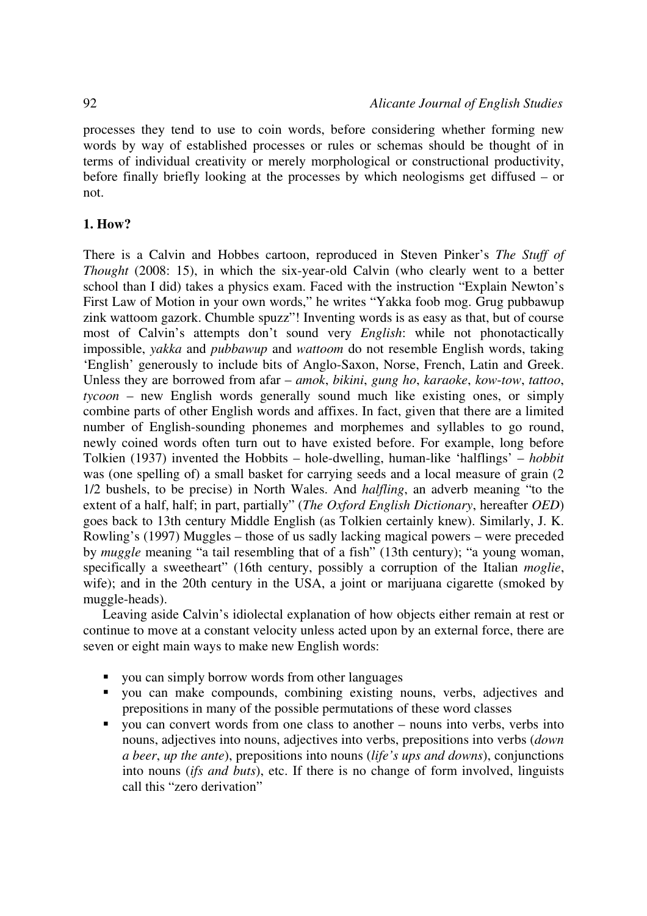processes they tend to use to coin words, before considering whether forming new words by way of established processes or rules or schemas should be thought of in terms of individual creativity or merely morphological or constructional productivity, before finally briefly looking at the processes by which neologisms get diffused – or not.

## 1. How?

There is a Calvin and Hobbes cartoon, reproduced in Steven Pinker's *The Stuff of Thought* (2008: 15), in which the six-year-old Calvin (who clearly went to a better school than I did) takes a physics exam. Faced with the instruction "Explain Newton's First Law of Motion in your own words," he writes "Yakka foob mog. Grug pubbawup zink wattoom gazork. Chumble spuzz"! Inventing words is as easy as that, but of course most of Calvin's attempts don't sound very *English*: while not phonotactically impossible, *yakka* and *pubbawup* and *wattoom* do not resemble English words, taking 'English' generously to include bits of Anglo-Saxon, Norse, French, Latin and Greek. Unless they are borrowed from afar – *amok*, *bikini*, *gung ho*, *karaoke*, *kow-tow*, *tattoo*, *tycoon* – new English words generally sound much like existing ones, or simply combine parts of other English words and affixes. In fact, given that there are a limited number of English-sounding phonemes and morphemes and syllables to go round, newly coined words often turn out to have existed before. For example, long before Tolkien (1937) invented the Hobbits – hole-dwelling, human-like 'halflings' – *hobbit* was (one spelling of) a small basket for carrying seeds and a local measure of grain (2 1/2 bushels, to be precise) in North Wales. And *halfling*, an adverb meaning "to the extent of a half, half; in part, partially" (*The Oxford English Dictionary*, hereafter *OED*) goes back to 13th century Middle English (as Tolkien certainly knew). Similarly, J. K. Rowling's (1997) Muggles – those of us sadly lacking magical powers – were preceded by *muggle* meaning "a tail resembling that of a fish" (13th century); "a young woman, specifically a sweetheart" (16th century, possibly a corruption of the Italian *moglie*, wife); and in the 20th century in the USA, a joint or marijuana cigarette (smoked by muggle-heads).

Leaving aside Calvin's idiolectal explanation of how objects either remain at rest or continue to move at a constant velocity unless acted upon by an external force, there are seven or eight main ways to make new English words:

- you can simply borrow words from other languages
- you can make compounds, combining existing nouns, verbs, adjectives and prepositions in many of the possible permutations of these word classes
- you can convert words from one class to another – nouns into verbs, verbs into nouns, adjectives into nouns, adjectives into verbs, prepositions into verbs (*down a beer*, *up the ante*), prepositions into nouns (*life's ups and downs*), conjunctions into nouns (*ifs and buts*), etc. If there is no change of form involved, linguists call this "zero derivation"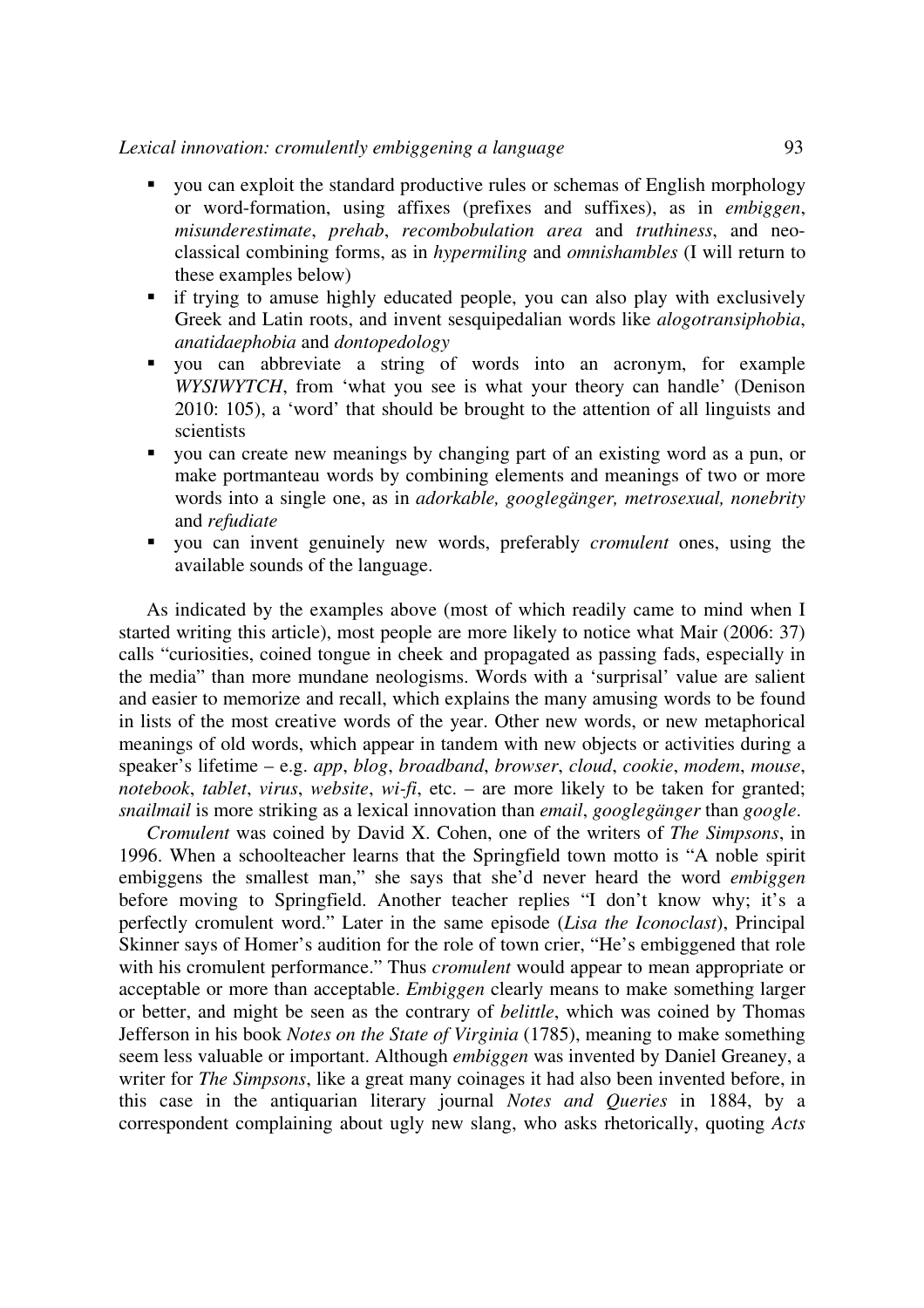- you can exploit the standard productive rules or schemas of English morphology or word-formation, using affixes (prefixes and suffixes), as in *embiggen*, *misunderestimate*, *prehab*, *recombobulation area* and *truthiness*, and neo-classical combining forms, as in *hypermiling* and *omnishambles* (I will return to these examples below)
- if trying to amuse highly educated people, you can also play with exclusively Greek and Latin roots, and invent sesquipedalian words like *alogotransiphobia*, *anatidaephobia* and *dontopedology*
- you can abbreviate a string of words into an acronym, for example *WYSIWYTCH*, from 'what you see is what your theory can handle' (Denison 2010: 105), a 'word' that should be brought to the attention of all linguists and scientists
- you can create new meanings by changing part of an existing word as a pun, or make portmanteau words by combining elements and meanings of two or more words into a single one, as in *adorkable, googlegänger, metrosexual, nonebrity* and *refudiate*
- you can invent genuinely new words, preferably *cromulent* ones, using the available sounds of the language.

As indicated by the examples above (most of which readily came to mind when I started writing this article), most people are more likely to notice what Mair (2006: 37) calls "curiosities, coined tongue in cheek and propagated as passing fads, especially in the media" than more mundane neologisms. Words with a 'surprisal' value are salient and easier to memorize and recall, which explains the many amusing words to be found in lists of the most creative words of the year. Other new words, or new metaphorical meanings of old words, which appear in tandem with new objects or activities during a speaker's lifetime – e.g. *app*, *blog*, *broadband*, *browser*, *cloud*, *cookie*, *modem*, *mouse*, *notebook*, *tablet*, *virus*, *website*, *wi-fi*, etc. – are more likely to be taken for granted; *snailmail* is more striking as a lexical innovation than *email*, *googlegänger* than *google*.

*Cromulent* was coined by David X. Cohen, one of the writers of *The Simpsons*, in 1996. When a schoolteacher learns that the Springfield town motto is "A noble spirit embiggens the smallest man," she says that she'd never heard the word *embiggen* before moving to Springfield. Another teacher replies "I don't know why; it's a perfectly cromulent word." Later in the same episode (*Lisa the Iconoclast*), Principal Skinner says of Homer's audition for the role of town crier, "He's embiggened that role with his cromulent performance." Thus *cromulent* would appear to mean appropriate or acceptable or more than acceptable. *Embiggen* clearly means to make something larger or better, and might be seen as the contrary of *belittle*, which was coined by Thomas Jefferson in his book *Notes on the State of Virginia* (1785), meaning to make something seem less valuable or important. Although *embiggen* was invented by Daniel Greaney, a writer for *The Simpsons*, like a great many coinages it had also been invented before, in this case in the antiquarian literary journal *Notes and Queries* in 1884, by a correspondent complaining about ugly new slang, who asks rhetorically, quoting *Acts*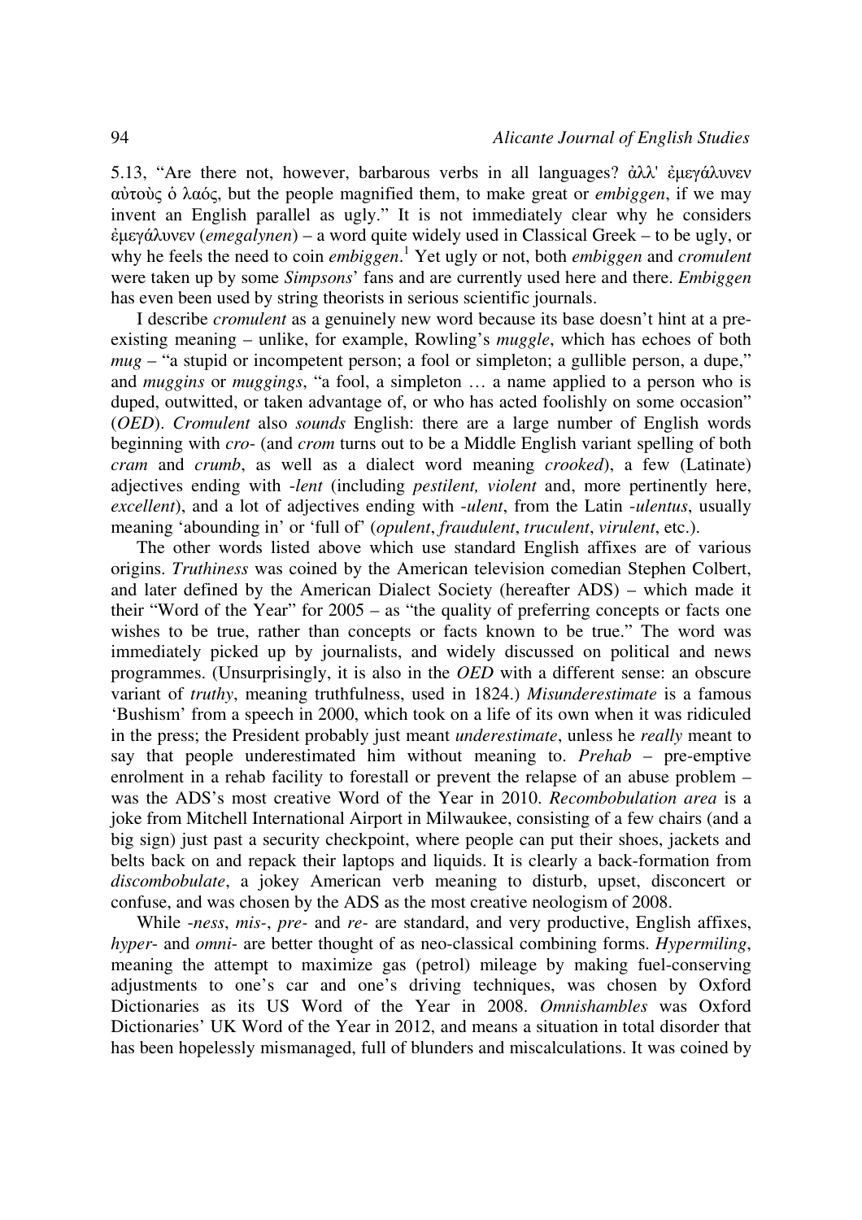5.13, "Are there not, however, barbarous verbs in all languages? ἀλλ' ἐμεγάλυνεν αὐτοὺς ὁ λαός, but the people magnified them, to make great or *embiggen*, if we may invent an English parallel as ugly." It is not immediately clear why he considers ἐμεγάλυνεν (*emegalynen*) – a word quite widely used in Classical Greek – to be ugly, or why he feels the need to coin *embiggen*.[1] Yet ugly or not, both *embiggen* and *cromulent* were taken up by some *Simpsons*' fans and are currently used here and there. *Embiggen* has even been used by string theorists in serious scientific journals.

I describe *cromulent* as a genuinely new word because its base doesn't hint at a pre-existing meaning – unlike, for example, Rowling's *muggle*, which has echoes of both *mug* – "a stupid or incompetent person; a fool or simpleton; a gullible person, a dupe," and *muggins* or *muggings*, "a fool, a simpleton … a name applied to a person who is duped, outwitted, or taken advantage of, or who has acted foolishly on some occasion" (*OED*). *Cromulent* also *sounds* English: there are a large number of English words beginning with *cro-* (and *crom* turns out to be a Middle English variant spelling of both *cram* and *crumb*, as well as a dialect word meaning *crooked*), a few (Latinate) adjectives ending with *-lent* (including *pestilent, violent* and, more pertinently here, *excellent*), and a lot of adjectives ending with *-ulent*, from the Latin *-ulentus*, usually meaning 'abounding in' or 'full of' (*opulent*, *fraudulent*, *truculent*, *virulent*, etc.).

The other words listed above which use standard English affixes are of various origins. *Truthiness* was coined by the American television comedian Stephen Colbert, and later defined by the American Dialect Society (hereafter ADS) – which made it their "Word of the Year" for 2005 – as "the quality of preferring concepts or facts one wishes to be true, rather than concepts or facts known to be true." The word was immediately picked up by journalists, and widely discussed on political and news programmes. (Unsurprisingly, it is also in the *OED* with a different sense: an obscure variant of *truthy*, meaning truthfulness, used in 1824.) *Misunderestimate* is a famous 'Bushism' from a speech in 2000, which took on a life of its own when it was ridiculed in the press; the President probably just meant *underestimate*, unless he *really* meant to say that people underestimated him without meaning to. *Prehab* – pre-emptive enrolment in a rehab facility to forestall or prevent the relapse of an abuse problem – was the ADS's most creative Word of the Year in 2010. *Recombobulation area* is a joke from Mitchell International Airport in Milwaukee, consisting of a few chairs (and a big sign) just past a security checkpoint, where people can put their shoes, jackets and belts back on and repack their laptops and liquids. It is clearly a back-formation from *discombobulate*, a jokey American verb meaning to disturb, upset, disconcert or confuse, and was chosen by the ADS as the most creative neologism of 2008.

While *-ness*, *mis-*, *pre-* and *re-* are standard, and very productive, English affixes, *hyper-* and *omni-* are better thought of as neo-classical combining forms. *Hypermiling*, meaning the attempt to maximize gas (petrol) mileage by making fuel-conserving adjustments to one's car and one's driving techniques, was chosen by Oxford Dictionaries as its US Word of the Year in 2008. *Omnishambles* was Oxford Dictionaries' UK Word of the Year in 2012, and means a situation in total disorder that has been hopelessly mismanaged, full of blunders and miscalculations. It was coined by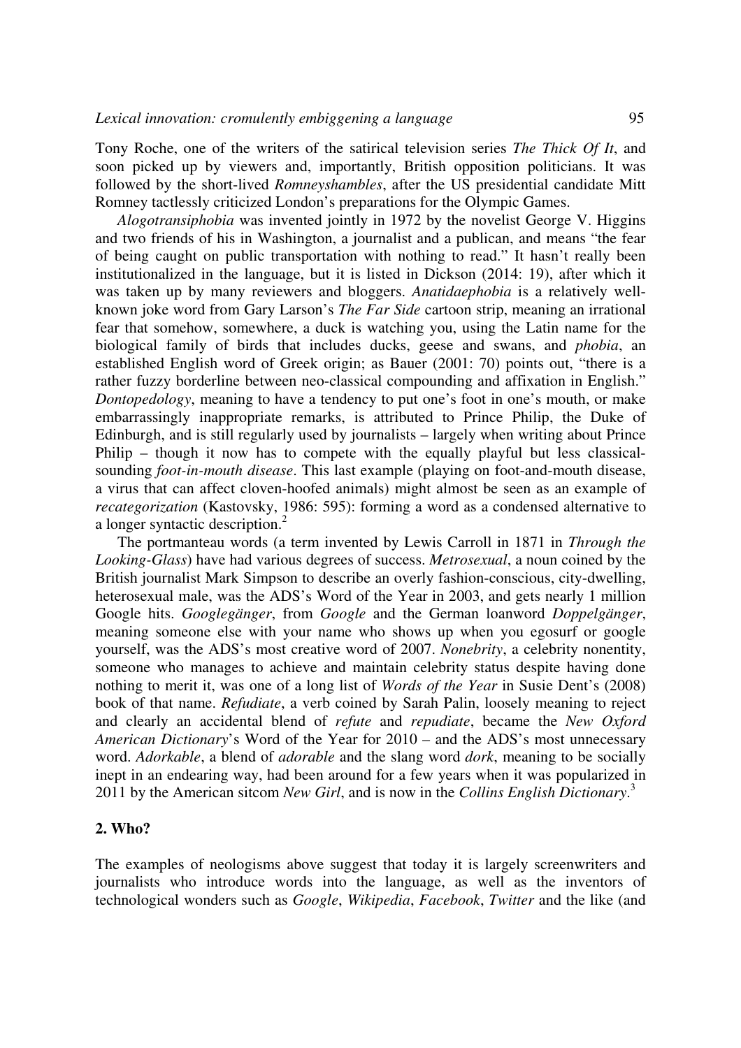Tony Roche, one of the writers of the satirical television series *The Thick Of It*, and soon picked up by viewers and, importantly, British opposition politicians. It was followed by the short-lived *Romneyshambles*, after the US presidential candidate Mitt Romney tactlessly criticized London's preparations for the Olympic Games.

*Alogotransiphobia* was invented jointly in 1972 by the novelist George V. Higgins and two friends of his in Washington, a journalist and a publican, and means "the fear of being caught on public transportation with nothing to read." It hasn't really been institutionalized in the language, but it is listed in Dickson (2014: 19), after which it was taken up by many reviewers and bloggers. *Anatidaephobia* is a relatively well-known joke word from Gary Larson's *The Far Side* cartoon strip, meaning an irrational fear that somehow, somewhere, a duck is watching you, using the Latin name for the biological family of birds that includes ducks, geese and swans, and *phobia*, an established English word of Greek origin; as Bauer (2001: 70) points out, "there is a rather fuzzy borderline between neo-classical compounding and affixation in English." *Dontopedology*, meaning to have a tendency to put one's foot in one's mouth, or make embarrassingly inappropriate remarks, is attributed to Prince Philip, the Duke of Edinburgh, and is still regularly used by journalists – largely when writing about Prince Philip – though it now has to compete with the equally playful but less classical-sounding *foot-in-mouth disease*. This last example (playing on foot-and-mouth disease, a virus that can affect cloven-hoofed animals) might almost be seen as an example of *recategorization* (Kastovsky, 1986: 595): forming a word as a condensed alternative to a longer syntactic description.[2]

The portmanteau words (a term invented by Lewis Carroll in 1871 in *Through the Looking-Glass*) have had various degrees of success. *Metrosexual*, a noun coined by the British journalist Mark Simpson to describe an overly fashion-conscious, city-dwelling, heterosexual male, was the ADS's Word of the Year in 2003, and gets nearly 1 million Google hits. *Googlegänger*, from *Google* and the German loanword *Doppelgänger*, meaning someone else with your name who shows up when you egosurf or google yourself, was the ADS's most creative word of 2007. *Nonebrity*, a celebrity nonentity, someone who manages to achieve and maintain celebrity status despite having done nothing to merit it, was one of a long list of *Words of the Year* in Susie Dent's (2008) book of that name. *Refudiate*, a verb coined by Sarah Palin, loosely meaning to reject and clearly an accidental blend of *refute* and *repudiate*, became the *New Oxford American Dictionary*'s Word of the Year for 2010 – and the ADS's most unnecessary word. *Adorkable*, a blend of *adorable* and the slang word *dork*, meaning to be socially inept in an endearing way, had been around for a few years when it was popularized in 2011 by the American sitcom *New Girl*, and is now in the *Collins English Dictionary*.[3]

## 2. Who?

The examples of neologisms above suggest that today it is largely screenwriters and journalists who introduce words into the language, as well as the inventors of technological wonders such as *Google*, *Wikipedia*, *Facebook*, *Twitter* and the like (and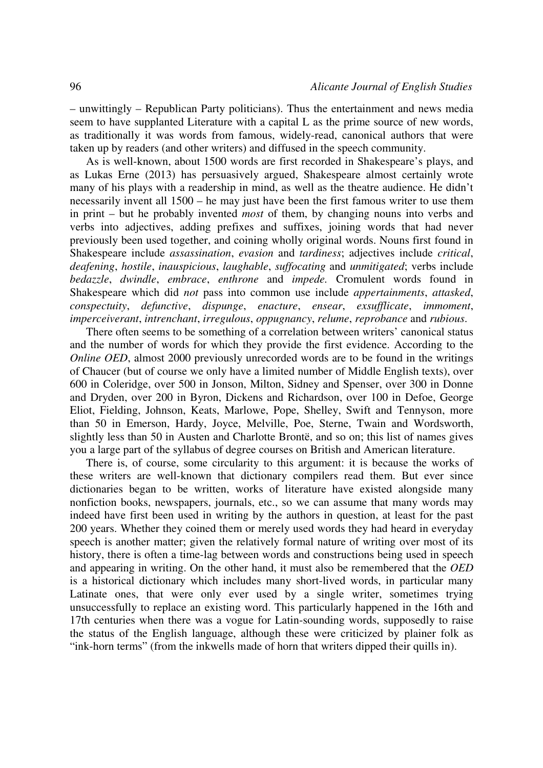– unwittingly – Republican Party politicians). Thus the entertainment and news media seem to have supplanted Literature with a capital L as the prime source of new words, as traditionally it was words from famous, widely-read, canonical authors that were taken up by readers (and other writers) and diffused in the speech community.

As is well-known, about 1500 words are first recorded in Shakespeare's plays, and as Lukas Erne (2013) has persuasively argued, Shakespeare almost certainly wrote many of his plays with a readership in mind, as well as the theatre audience. He didn't necessarily invent all 1500 – he may just have been the first famous writer to use them in print – but he probably invented *most* of them, by changing nouns into verbs and verbs into adjectives, adding prefixes and suffixes, joining words that had never previously been used together, and coining wholly original words. Nouns first found in Shakespeare include *assassination*, *evasion* and *tardiness*; adjectives include *critical*, *deafening*, *hostile*, *inauspicious*, *laughable*, *suffocating* and *unmitigated*; verbs include *bedazzle*, *dwindle*, *embrace*, *enthrone* and *impede.* Cromulent words found in Shakespeare which did *not* pass into common use include *appertainments*, *attasked*, *conspectuity*, *defunctive*, *dispunge*, *enacture*, *ensear*, *exsufflicate*, *immoment*, *imperceiverant*, *intrenchant*, *irregulous*, *oppugnancy*, *relume*, *reprobance* and *rubious*.

There often seems to be something of a correlation between writers' canonical status and the number of words for which they provide the first evidence. According to the *Online OED*, almost 2000 previously unrecorded words are to be found in the writings of Chaucer (but of course we only have a limited number of Middle English texts), over 600 in Coleridge, over 500 in Jonson, Milton, Sidney and Spenser, over 300 in Donne and Dryden, over 200 in Byron, Dickens and Richardson, over 100 in Defoe, George Eliot, Fielding, Johnson, Keats, Marlowe, Pope, Shelley, Swift and Tennyson, more than 50 in Emerson, Hardy, Joyce, Melville, Poe, Sterne, Twain and Wordsworth, slightly less than 50 in Austen and Charlotte Brontë, and so on; this list of names gives you a large part of the syllabus of degree courses on British and American literature.

There is, of course, some circularity to this argument: it is because the works of these writers are well-known that dictionary compilers read them. But ever since dictionaries began to be written, works of literature have existed alongside many nonfiction books, newspapers, journals, etc., so we can assume that many words may indeed have first been used in writing by the authors in question, at least for the past 200 years. Whether they coined them or merely used words they had heard in everyday speech is another matter; given the relatively formal nature of writing over most of its history, there is often a time-lag between words and constructions being used in speech and appearing in writing. On the other hand, it must also be remembered that the *OED* is a historical dictionary which includes many short-lived words, in particular many Latinate ones, that were only ever used by a single writer, sometimes trying unsuccessfully to replace an existing word. This particularly happened in the 16th and 17th centuries when there was a vogue for Latin-sounding words, supposedly to raise the status of the English language, although these were criticized by plainer folk as "ink-horn terms" (from the inkwells made of horn that writers dipped their quills in).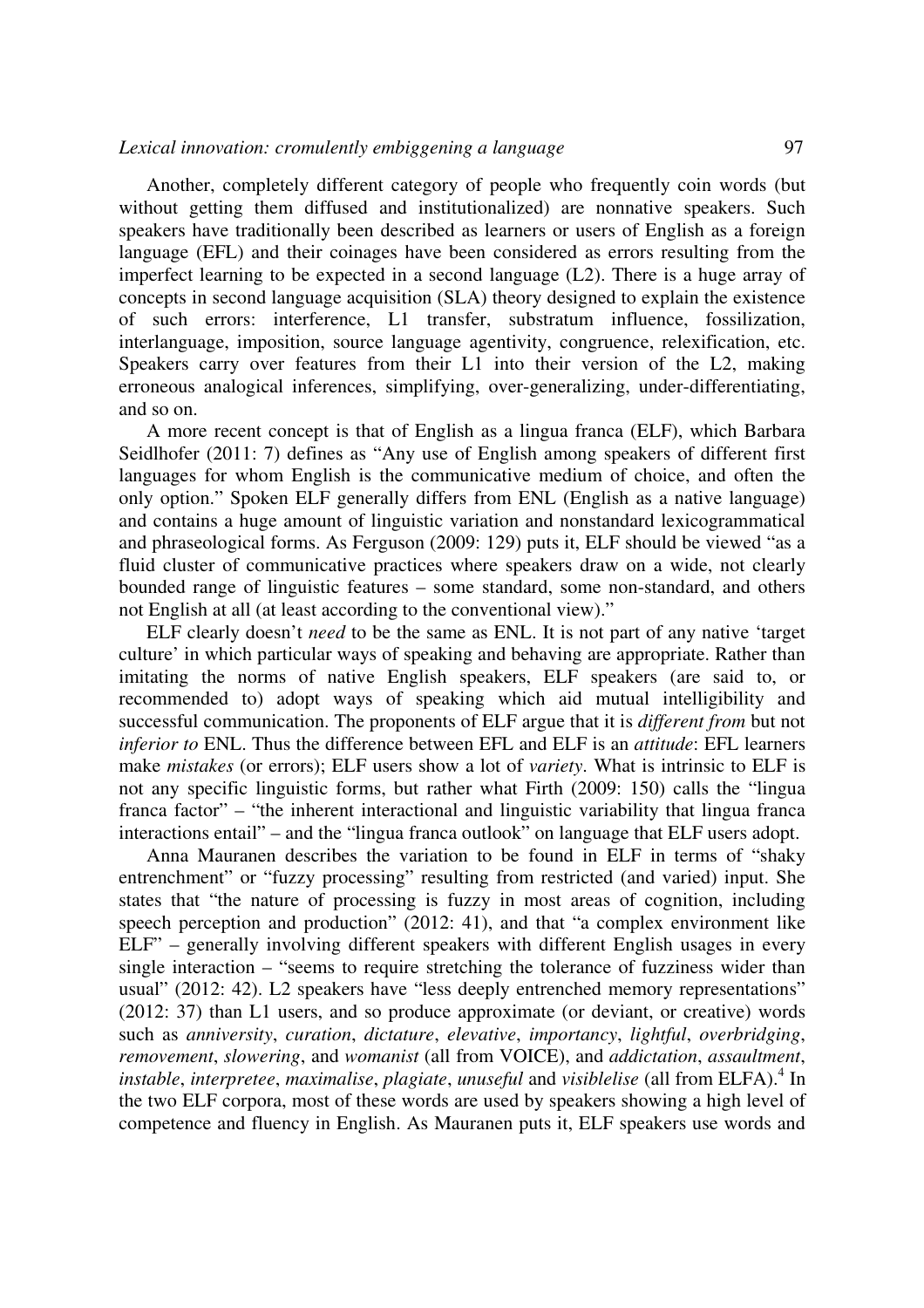Another, completely different category of people who frequently coin words (but without getting them diffused and institutionalized) are nonnative speakers. Such speakers have traditionally been described as learners or users of English as a foreign language (EFL) and their coinages have been considered as errors resulting from the imperfect learning to be expected in a second language (L2). There is a huge array of concepts in second language acquisition (SLA) theory designed to explain the existence of such errors: interference, L1 transfer, substratum influence, fossilization, interlanguage, imposition, source language agentivity, congruence, relexification, etc. Speakers carry over features from their L1 into their version of the L2, making erroneous analogical inferences, simplifying, over-generalizing, under-differentiating, and so on.

A more recent concept is that of English as a lingua franca (ELF), which Barbara Seidlhofer (2011: 7) defines as "Any use of English among speakers of different first languages for whom English is the communicative medium of choice, and often the only option." Spoken ELF generally differs from ENL (English as a native language) and contains a huge amount of linguistic variation and nonstandard lexicogrammatical and phraseological forms. As Ferguson (2009: 129) puts it, ELF should be viewed "as a fluid cluster of communicative practices where speakers draw on a wide, not clearly bounded range of linguistic features – some standard, some non-standard, and others not English at all (at least according to the conventional view)."

ELF clearly doesn't *need* to be the same as ENL. It is not part of any native 'target culture' in which particular ways of speaking and behaving are appropriate. Rather than imitating the norms of native English speakers, ELF speakers (are said to, or recommended to) adopt ways of speaking which aid mutual intelligibility and successful communication. The proponents of ELF argue that it is *different from* but not *inferior to* ENL. Thus the difference between EFL and ELF is an *attitude*: EFL learners make *mistakes* (or errors); ELF users show a lot of *variety*. What is intrinsic to ELF is not any specific linguistic forms, but rather what Firth (2009: 150) calls the "lingua franca factor" – "the inherent interactional and linguistic variability that lingua franca interactions entail" – and the "lingua franca outlook" on language that ELF users adopt.

Anna Mauranen describes the variation to be found in ELF in terms of "shaky entrenchment" or "fuzzy processing" resulting from restricted (and varied) input. She states that "the nature of processing is fuzzy in most areas of cognition, including speech perception and production" (2012: 41), and that "a complex environment like ELF" – generally involving different speakers with different English usages in every single interaction – "seems to require stretching the tolerance of fuzziness wider than usual" (2012: 42). L2 speakers have "less deeply entrenched memory representations" (2012: 37) than L1 users, and so produce approximate (or deviant, or creative) words such as *anniversity*, *curation*, *dictature*, *elevative*, *importancy*, *lightful*, *overbridging*, *removement*, *slowering*, and *womanist* (all from VOICE), and *addictation*, *assaultment*, *instable*, *interpretee*, *maximalise*, *plagiate*, *unuseful* and *visiblelise* (all from ELFA).[4] In the two ELF corpora, most of these words are used by speakers showing a high level of competence and fluency in English. As Mauranen puts it, ELF speakers use words and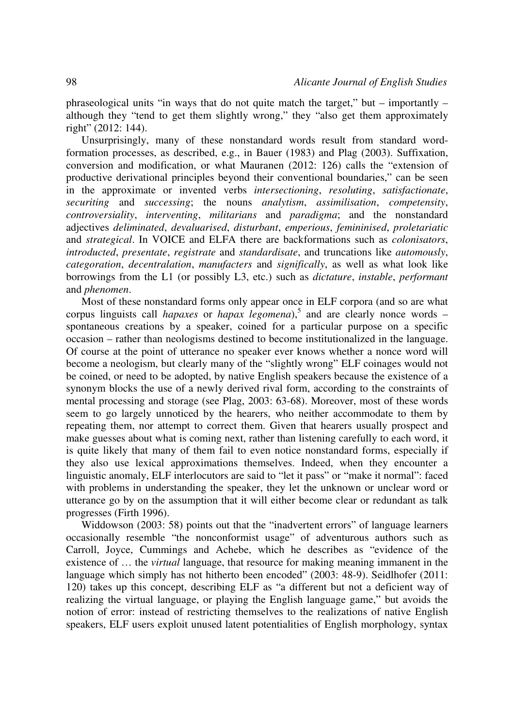phraseological units "in ways that do not quite match the target," but – importantly – although they "tend to get them slightly wrong," they "also get them approximately right" (2012: 144).

Unsurprisingly, many of these nonstandard words result from standard word-formation processes, as described, e.g., in Bauer (1983) and Plag (2003). Suffixation, conversion and modification, or what Mauranen (2012: 126) calls the "extension of productive derivational principles beyond their conventional boundaries," can be seen in the approximate or invented verbs *intersectioning*, *resoluting*, *satisfactionate*, *securiting* and *successing*; the nouns *analytism*, *assimilisation*, *competensity*, *controversiality*, *interventing*, *militarians* and *paradigma*; and the nonstandard adjectives *deliminated*, *devaluarised*, *disturbant*, *emperious*, *femininised*, *proletariatic* and *strategical*. In VOICE and ELFA there are backformations such as *colonisators*, *introducted*, *presentate*, *registrate* and *standardisate*, and truncations like *automously*, *categoration*, *decentralation*, *manufacters* and *significally*, as well as what look like borrowings from the L1 (or possibly L3, etc.) such as *dictature*, *instable*, *performant* and *phenomen*.

Most of these nonstandard forms only appear once in ELF corpora (and so are what corpus linguists call *hapaxes* or *hapax legomena*),[5] and are clearly nonce words – spontaneous creations by a speaker, coined for a particular purpose on a specific occasion – rather than neologisms destined to become institutionalized in the language. Of course at the point of utterance no speaker ever knows whether a nonce word will become a neologism, but clearly many of the "slightly wrong" ELF coinages would not be coined, or need to be adopted, by native English speakers because the existence of a synonym blocks the use of a newly derived rival form, according to the constraints of mental processing and storage (see Plag, 2003: 63-68). Moreover, most of these words seem to go largely unnoticed by the hearers, who neither accommodate to them by repeating them, nor attempt to correct them. Given that hearers usually prospect and make guesses about what is coming next, rather than listening carefully to each word, it is quite likely that many of them fail to even notice nonstandard forms, especially if they also use lexical approximations themselves. Indeed, when they encounter a linguistic anomaly, ELF interlocutors are said to "let it pass" or "make it normal": faced with problems in understanding the speaker, they let the unknown or unclear word or utterance go by on the assumption that it will either become clear or redundant as talk progresses (Firth 1996).

Widdowson (2003: 58) points out that the "inadvertent errors" of language learners occasionally resemble "the nonconformist usage" of adventurous authors such as Carroll, Joyce, Cummings and Achebe, which he describes as "evidence of the existence of … the *virtual* language, that resource for making meaning immanent in the language which simply has not hitherto been encoded" (2003: 48-9). Seidlhofer (2011: 120) takes up this concept, describing ELF as "a different but not a deficient way of realizing the virtual language, or playing the English language game," but avoids the notion of error: instead of restricting themselves to the realizations of native English speakers, ELF users exploit unused latent potentialities of English morphology, syntax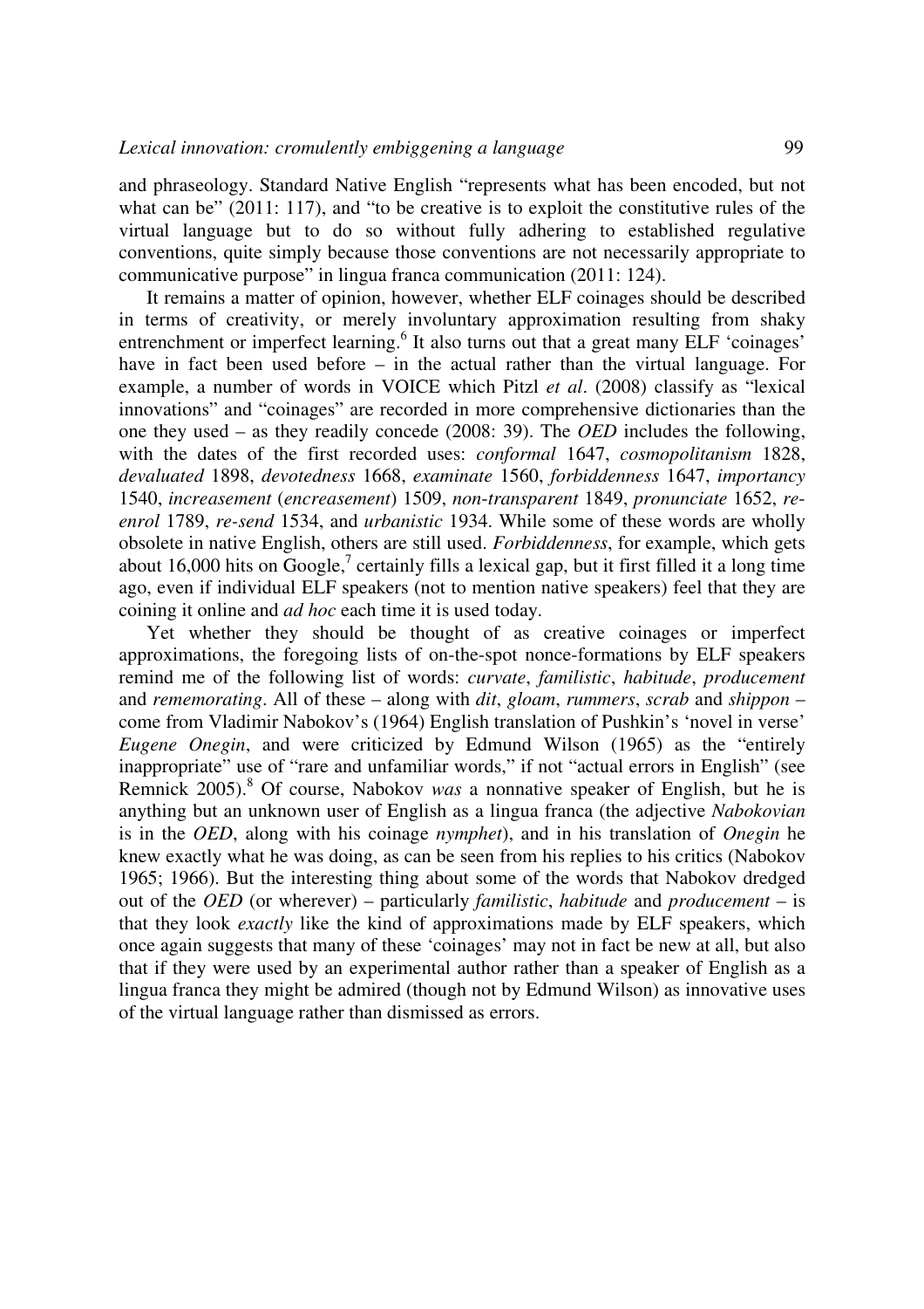and phraseology. Standard Native English "represents what has been encoded, but not what can be" (2011: 117), and "to be creative is to exploit the constitutive rules of the virtual language but to do so without fully adhering to established regulative conventions, quite simply because those conventions are not necessarily appropriate to communicative purpose" in lingua franca communication (2011: 124).

It remains a matter of opinion, however, whether ELF coinages should be described in terms of creativity, or merely involuntary approximation resulting from shaky entrenchment or imperfect learning.[6] It also turns out that a great many ELF 'coinages' have in fact been used before – in the actual rather than the virtual language. For example, a number of words in VOICE which Pitzl *et al*. (2008) classify as "lexical innovations" and "coinages" are recorded in more comprehensive dictionaries than the one they used – as they readily concede (2008: 39). The *OED* includes the following, with the dates of the first recorded uses: *conformal* 1647, *cosmopolitanism* 1828, *devaluated* 1898, *devotedness* 1668, *examinate* 1560, *forbiddenness* 1647, *importancy* 1540, *increasement* (*encreasement*) 1509, *non-transparent* 1849, *pronunciate* 1652, *re-enrol* 1789, *re-send* 1534, and *urbanistic* 1934. While some of these words are wholly obsolete in native English, others are still used. *Forbiddenness*, for example, which gets about 16,000 hits on Google,[7] certainly fills a lexical gap, but it first filled it a long time ago, even if individual ELF speakers (not to mention native speakers) feel that they are coining it online and *ad hoc* each time it is used today.

Yet whether they should be thought of as creative coinages or imperfect approximations, the foregoing lists of on-the-spot nonce-formations by ELF speakers remind me of the following list of words: *curvate*, *familistic*, *habitude*, *producement* and *rememorating*. All of these – along with *dit*, *gloam*, *rummers*, *scrab* and *shippon* – come from Vladimir Nabokov's (1964) English translation of Pushkin's 'novel in verse' *Eugene Onegin*, and were criticized by Edmund Wilson (1965) as the "entirely inappropriate" use of "rare and unfamiliar words," if not "actual errors in English" (see Remnick 2005).[8] Of course, Nabokov *was* a nonnative speaker of English, but he is anything but an unknown user of English as a lingua franca (the adjective *Nabokovian* is in the *OED*, along with his coinage *nymphet*), and in his translation of *Onegin* he knew exactly what he was doing, as can be seen from his replies to his critics (Nabokov 1965; 1966). But the interesting thing about some of the words that Nabokov dredged out of the *OED* (or wherever) – particularly *familistic*, *habitude* and *producement* – is that they look *exactly* like the kind of approximations made by ELF speakers, which once again suggests that many of these 'coinages' may not in fact be new at all, but also that if they were used by an experimental author rather than a speaker of English as a lingua franca they might be admired (though not by Edmund Wilson) as innovative uses of the virtual language rather than dismissed as errors.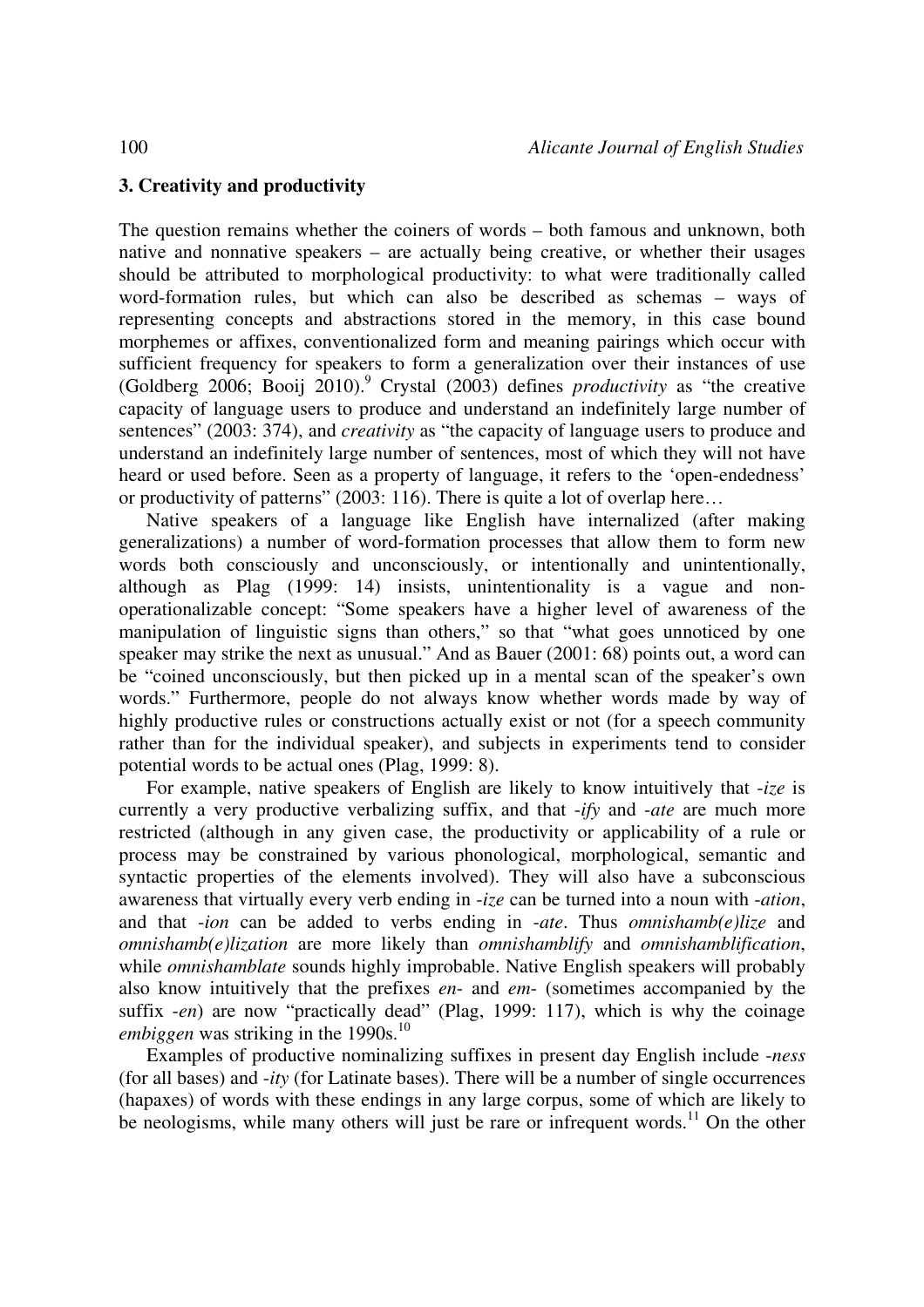## 3. Creativity and productivity

The question remains whether the coiners of words – both famous and unknown, both native and nonnative speakers – are actually being creative, or whether their usages should be attributed to morphological productivity: to what were traditionally called word-formation rules, but which can also be described as schemas – ways of representing concepts and abstractions stored in the memory, in this case bound morphemes or affixes, conventionalized form and meaning pairings which occur with sufficient frequency for speakers to form a generalization over their instances of use (Goldberg 2006; Booij 2010).[9] Crystal (2003) defines *productivity* as "the creative capacity of language users to produce and understand an indefinitely large number of sentences" (2003: 374), and *creativity* as "the capacity of language users to produce and understand an indefinitely large number of sentences, most of which they will not have heard or used before. Seen as a property of language, it refers to the 'open-endedness' or productivity of patterns" (2003: 116). There is quite a lot of overlap here…

Native speakers of a language like English have internalized (after making generalizations) a number of word-formation processes that allow them to form new words both consciously and unconsciously, or intentionally and unintentionally, although as Plag (1999: 14) insists, unintentionality is a vague and non-operationalizable concept: "Some speakers have a higher level of awareness of the manipulation of linguistic signs than others," so that "what goes unnoticed by one speaker may strike the next as unusual." And as Bauer (2001: 68) points out, a word can be "coined unconsciously, but then picked up in a mental scan of the speaker's own words." Furthermore, people do not always know whether words made by way of highly productive rules or constructions actually exist or not (for a speech community rather than for the individual speaker), and subjects in experiments tend to consider potential words to be actual ones (Plag, 1999: 8).

For example, native speakers of English are likely to know intuitively that *-ize* is currently a very productive verbalizing suffix, and that *-ify* and *-ate* are much more restricted (although in any given case, the productivity or applicability of a rule or process may be constrained by various phonological, morphological, semantic and syntactic properties of the elements involved). They will also have a subconscious awareness that virtually every verb ending in *-ize* can be turned into a noun with *-ation*, and that *-ion* can be added to verbs ending in *-ate*. Thus *omnishamb(e)lize* and *omnishamb(e)lization* are more likely than *omnishamblify* and *omnishamblification*, while *omnishamblate* sounds highly improbable. Native English speakers will probably also know intuitively that the prefixes *en-* and *em-* (sometimes accompanied by the suffix *-en*) are now "practically dead" (Plag, 1999: 117), which is why the coinage *embiggen* was striking in the 1990s.[10]

Examples of productive nominalizing suffixes in present day English include *-ness* (for all bases) and *-ity* (for Latinate bases). There will be a number of single occurrences (hapaxes) of words with these endings in any large corpus, some of which are likely to be neologisms, while many others will just be rare or infrequent words.[11] On the other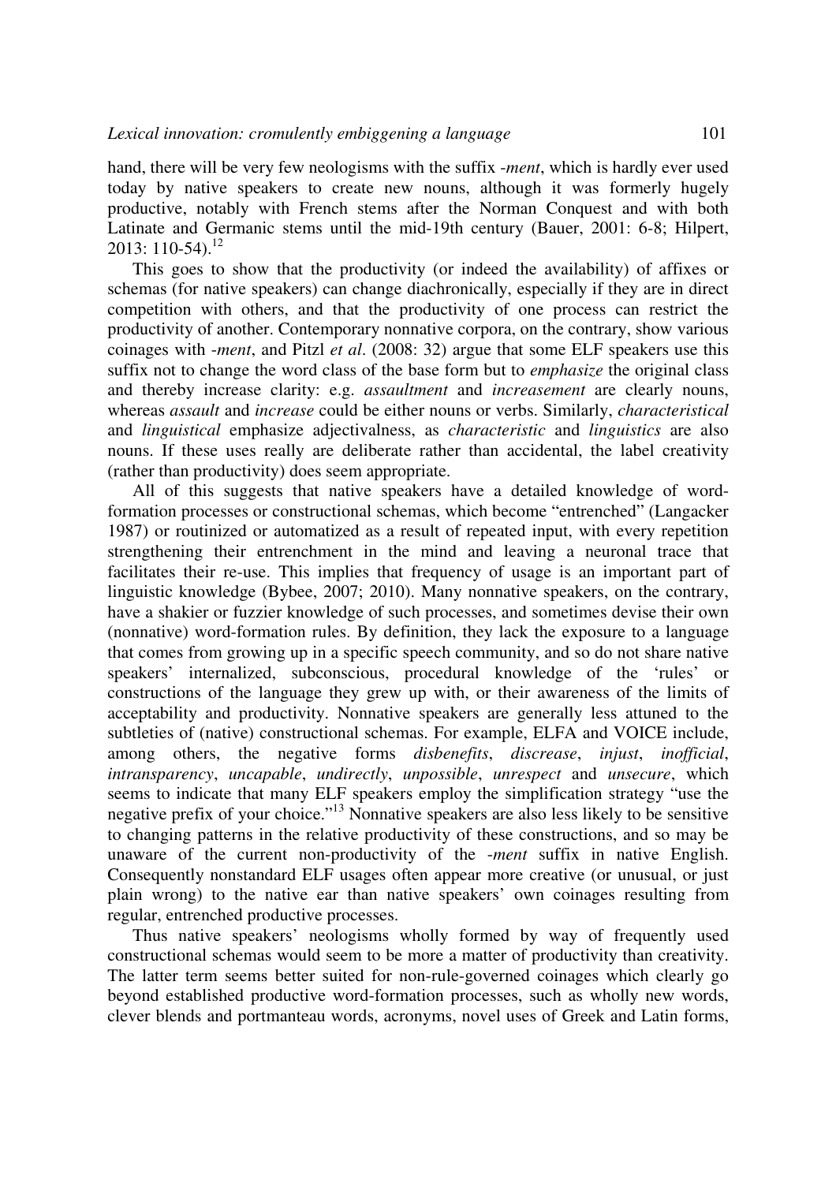hand, there will be very few neologisms with the suffix *-ment*, which is hardly ever used today by native speakers to create new nouns, although it was formerly hugely productive, notably with French stems after the Norman Conquest and with both Latinate and Germanic stems until the mid-19th century (Bauer, 2001: 6-8; Hilpert, 2013: 110-54).[12]

This goes to show that the productivity (or indeed the availability) of affixes or schemas (for native speakers) can change diachronically, especially if they are in direct competition with others, and that the productivity of one process can restrict the productivity of another. Contemporary nonnative corpora, on the contrary, show various coinages with *-ment*, and Pitzl *et al*. (2008: 32) argue that some ELF speakers use this suffix not to change the word class of the base form but to *emphasize* the original class and thereby increase clarity: e.g. *assaultment* and *increasement* are clearly nouns, whereas *assault* and *increase* could be either nouns or verbs. Similarly, *characteristical* and *linguistical* emphasize adjectivalness, as *characteristic* and *linguistics* are also nouns. If these uses really are deliberate rather than accidental, the label creativity (rather than productivity) does seem appropriate.

All of this suggests that native speakers have a detailed knowledge of word-formation processes or constructional schemas, which become "entrenched" (Langacker 1987) or routinized or automatized as a result of repeated input, with every repetition strengthening their entrenchment in the mind and leaving a neuronal trace that facilitates their re-use. This implies that frequency of usage is an important part of linguistic knowledge (Bybee, 2007; 2010). Many nonnative speakers, on the contrary, have a shakier or fuzzier knowledge of such processes, and sometimes devise their own (nonnative) word-formation rules. By definition, they lack the exposure to a language that comes from growing up in a specific speech community, and so do not share native speakers' internalized, subconscious, procedural knowledge of the 'rules' or constructions of the language they grew up with, or their awareness of the limits of acceptability and productivity. Nonnative speakers are generally less attuned to the subtleties of (native) constructional schemas. For example, ELFA and VOICE include, among others, the negative forms *disbenefits*, *discrease*, *injust*, *inofficial*, *intransparency*, *uncapable*, *undirectly*, *unpossible*, *unrespect* and *unsecure*, which seems to indicate that many ELF speakers employ the simplification strategy "use the negative prefix of your choice."[13] Nonnative speakers are also less likely to be sensitive to changing patterns in the relative productivity of these constructions, and so may be unaware of the current non-productivity of the *-ment* suffix in native English. Consequently nonstandard ELF usages often appear more creative (or unusual, or just plain wrong) to the native ear than native speakers' own coinages resulting from regular, entrenched productive processes.

Thus native speakers' neologisms wholly formed by way of frequently used constructional schemas would seem to be more a matter of productivity than creativity. The latter term seems better suited for non-rule-governed coinages which clearly go beyond established productive word-formation processes, such as wholly new words, clever blends and portmanteau words, acronyms, novel uses of Greek and Latin forms,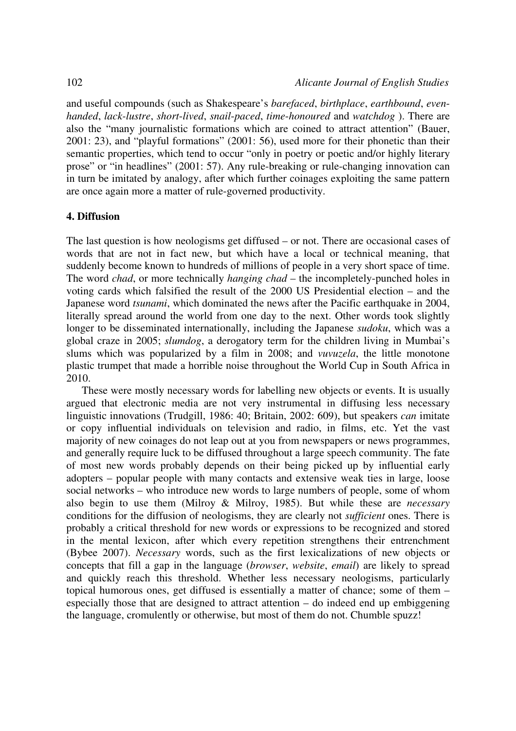and useful compounds (such as Shakespeare's *barefaced*, *birthplace*, *earthbound*, *even-handed*, *lack-lustre*, *short-lived*, *snail-paced*, *time-honoured* and *watchdog* ). There are also the "many journalistic formations which are coined to attract attention" (Bauer, 2001: 23), and "playful formations" (2001: 56), used more for their phonetic than their semantic properties, which tend to occur "only in poetry or poetic and/or highly literary prose" or "in headlines" (2001: 57). Any rule-breaking or rule-changing innovation can in turn be imitated by analogy, after which further coinages exploiting the same pattern are once again more a matter of rule-governed productivity.

## 4. Diffusion

The last question is how neologisms get diffused – or not. There are occasional cases of words that are not in fact new, but which have a local or technical meaning, that suddenly become known to hundreds of millions of people in a very short space of time. The word *chad*, or more technically *hanging chad* – the incompletely-punched holes in voting cards which falsified the result of the 2000 US Presidential election – and the Japanese word *tsunami*, which dominated the news after the Pacific earthquake in 2004, literally spread around the world from one day to the next. Other words took slightly longer to be disseminated internationally, including the Japanese *sudoku*, which was a global craze in 2005; *slumdog*, a derogatory term for the children living in Mumbai's slums which was popularized by a film in 2008; and *vuvuzela*, the little monotone plastic trumpet that made a horrible noise throughout the World Cup in South Africa in 2010.

These were mostly necessary words for labelling new objects or events. It is usually argued that electronic media are not very instrumental in diffusing less necessary linguistic innovations (Trudgill, 1986: 40; Britain, 2002: 609), but speakers *can* imitate or copy influential individuals on television and radio, in films, etc. Yet the vast majority of new coinages do not leap out at you from newspapers or news programmes, and generally require luck to be diffused throughout a large speech community. The fate of most new words probably depends on their being picked up by influential early adopters – popular people with many contacts and extensive weak ties in large, loose social networks – who introduce new words to large numbers of people, some of whom also begin to use them (Milroy & Milroy, 1985). But while these are *necessary* conditions for the diffusion of neologisms, they are clearly not *sufficient* ones. There is probably a critical threshold for new words or expressions to be recognized and stored in the mental lexicon, after which every repetition strengthens their entrenchment (Bybee 2007). *Necessary* words, such as the first lexicalizations of new objects or concepts that fill a gap in the language (*browser*, *website*, *email*) are likely to spread and quickly reach this threshold. Whether less necessary neologisms, particularly topical humorous ones, get diffused is essentially a matter of chance; some of them – especially those that are designed to attract attention – do indeed end up embiggening the language, cromulently or otherwise, but most of them do not. Chumble spuzz!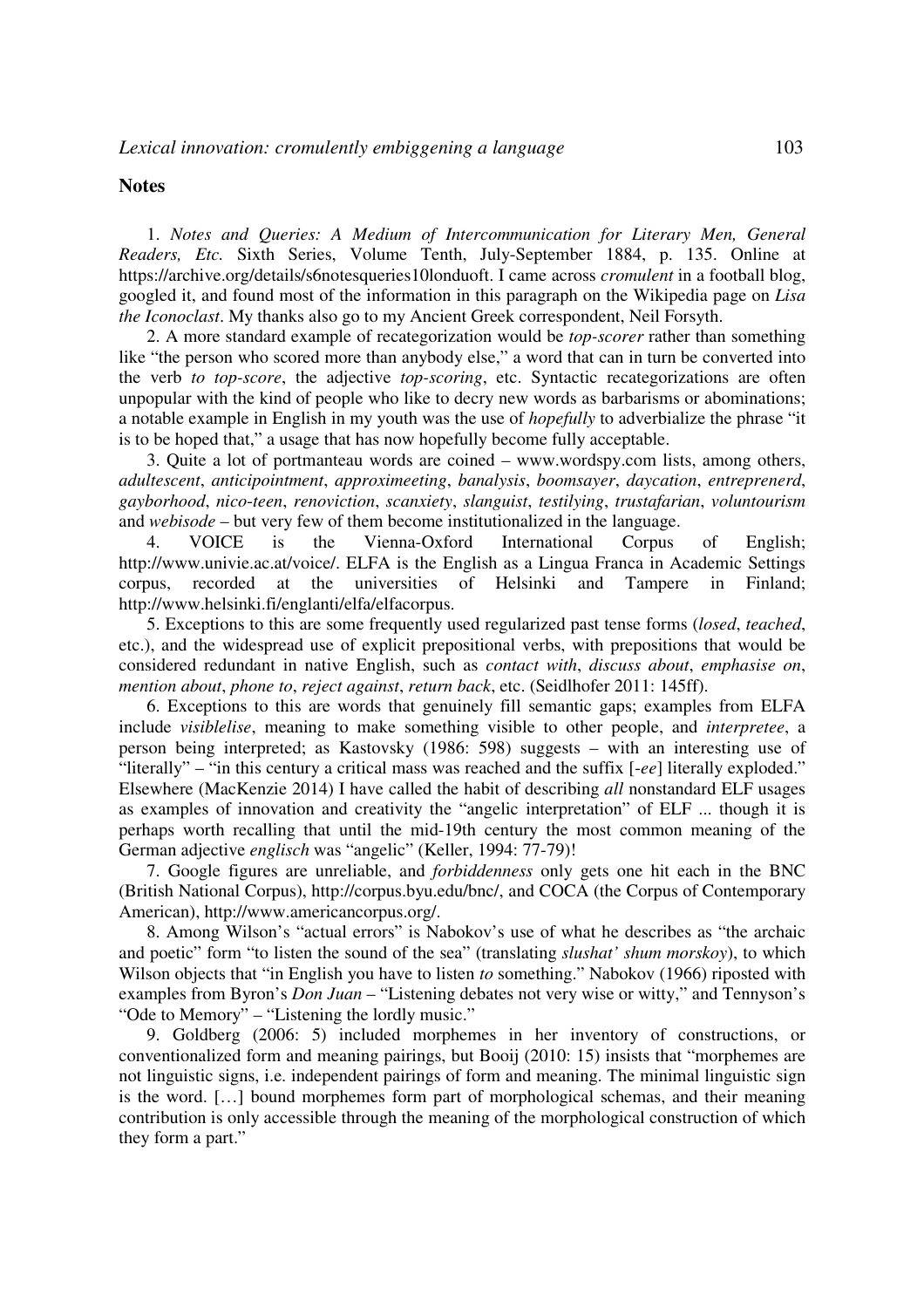## Notes

1. *Notes and Queries: A Medium of Intercommunication for Literary Men, General Readers, Etc.* Sixth Series, Volume Tenth, July-September 1884, p. 135. Online at https://archive.org/details/s6notesqueries10londuoft. I came across *cromulent* in a football blog, googled it, and found most of the information in this paragraph on the Wikipedia page on *Lisa the Iconoclast*. My thanks also go to my Ancient Greek correspondent, Neil Forsyth.

2. A more standard example of recategorization would be *top-scorer* rather than something like "the person who scored more than anybody else," a word that can in turn be converted into the verb *to top-score*, the adjective *top-scoring*, etc. Syntactic recategorizations are often unpopular with the kind of people who like to decry new words as barbarisms or abominations; a notable example in English in my youth was the use of *hopefully* to adverbialize the phrase "it is to be hoped that," a usage that has now hopefully become fully acceptable.

3. Quite a lot of portmanteau words are coined – www.wordspy.com lists, among others, *adultescent*, *anticipointment*, *approximeeting*, *banalysis*, *boomsayer*, *daycation*, *entreprenerd*, *gayborhood*, *nico-teen*, *renoviction*, *scanxiety*, *slanguist*, *testilying*, *trustafarian*, *voluntourism* and *webisode* – but very few of them become institutionalized in the language.

4. VOICE is the Vienna-Oxford International Corpus of English; http://www.univie.ac.at/voice/. ELFA is the English as a Lingua Franca in Academic Settings corpus, recorded at the universities of Helsinki and Tampere in Finland; http://www.helsinki.fi/englanti/elfa/elfacorpus.

5. Exceptions to this are some frequently used regularized past tense forms (*losed*, *teached*, etc.), and the widespread use of explicit prepositional verbs, with prepositions that would be considered redundant in native English, such as *contact with*, *discuss about*, *emphasise on*, *mention about*, *phone to*, *reject against*, *return back*, etc. (Seidlhofer 2011: 145ff).

6. Exceptions to this are words that genuinely fill semantic gaps; examples from ELFA include *visiblelise*, meaning to make something visible to other people, and *interpretee*, a person being interpreted; as Kastovsky (1986: 598) suggests – with an interesting use of "literally" – "in this century a critical mass was reached and the suffix [*-ee*] literally exploded." Elsewhere (MacKenzie 2014) I have called the habit of describing *all* nonstandard ELF usages as examples of innovation and creativity the "angelic interpretation" of ELF ... though it is perhaps worth recalling that until the mid-19th century the most common meaning of the German adjective *englisch* was "angelic" (Keller, 1994: 77-79)!

7. Google figures are unreliable, and *forbiddenness* only gets one hit each in the BNC (British National Corpus), http://corpus.byu.edu/bnc/, and COCA (the Corpus of Contemporary American), http://www.americancorpus.org/.

8. Among Wilson's "actual errors" is Nabokov's use of what he describes as "the archaic and poetic" form "to listen the sound of the sea" (translating *slushat' shum morskoy*), to which Wilson objects that "in English you have to listen *to* something." Nabokov (1966) riposted with examples from Byron's *Don Juan* – "Listening debates not very wise or witty," and Tennyson's "Ode to Memory" – "Listening the lordly music."

9. Goldberg (2006: 5) included morphemes in her inventory of constructions, or conventionalized form and meaning pairings, but Booij (2010: 15) insists that "morphemes are not linguistic signs, i.e. independent pairings of form and meaning. The minimal linguistic sign is the word. […] bound morphemes form part of morphological schemas, and their meaning contribution is only accessible through the meaning of the morphological construction of which they form a part."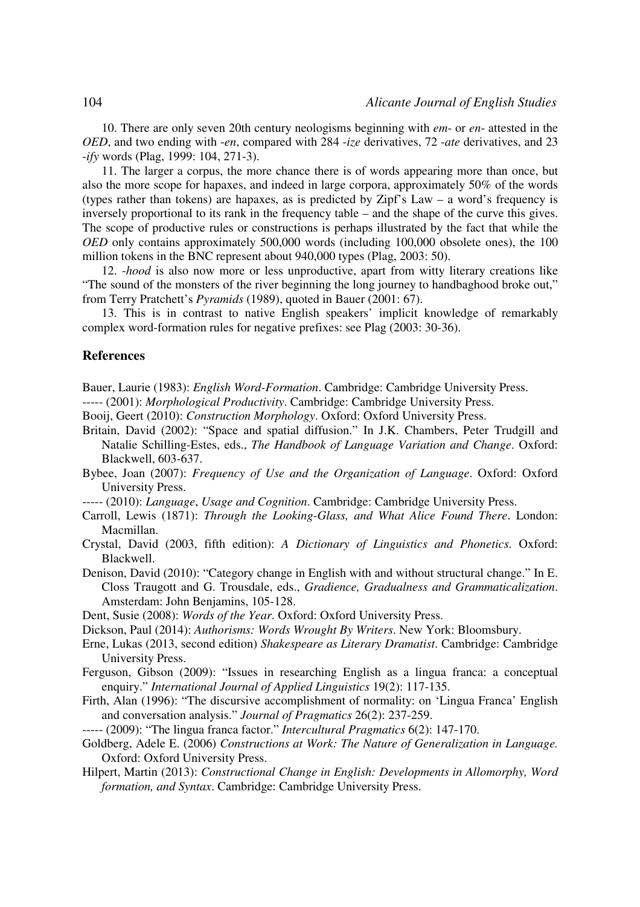10. There are only seven 20th century neologisms beginning with *em-* or *en-* attested in the *OED*, and two ending with *-en*, compared with 284 *-ize* derivatives, 72 *-ate* derivatives, and 23 *-ify* words (Plag, 1999: 104, 271-3).

11. The larger a corpus, the more chance there is of words appearing more than once, but also the more scope for hapaxes, and indeed in large corpora, approximately 50% of the words (types rather than tokens) are hapaxes, as is predicted by Zipf's Law – a word's frequency is inversely proportional to its rank in the frequency table – and the shape of the curve this gives. The scope of productive rules or constructions is perhaps illustrated by the fact that while the *OED* only contains approximately 500,000 words (including 100,000 obsolete ones), the 100 million tokens in the BNC represent about 940,000 types (Plag, 2003: 50).

12. *-hood* is also now more or less unproductive, apart from witty literary creations like "The sound of the monsters of the river beginning the long journey to handbaghood broke out," from Terry Pratchett's *Pyramids* (1989), quoted in Bauer (2001: 67).

13. This is in contrast to native English speakers' implicit knowledge of remarkably complex word-formation rules for negative prefixes: see Plag (2003: 30-36).

## References

Bauer, Laurie (1983): *English Word-Formation*. Cambridge: Cambridge University Press.

----- (2001): *Morphological Productivity*. Cambridge: Cambridge University Press.

Booij, Geert (2010): *Construction Morphology*. Oxford: Oxford University Press.

Britain, David (2002): "Space and spatial diffusion." In J.K. Chambers, Peter Trudgill and Natalie Schilling-Estes, eds., *The Handbook of Language Variation and Change*. Oxford: Blackwell, 603-637.

Bybee, Joan (2007): *Frequency of Use and the Organization of Language*. Oxford: Oxford University Press.

----- (2010): *Language*, *Usage and Cognition*. Cambridge: Cambridge University Press.

Carroll, Lewis (1871): *Through the Looking-Glass, and What Alice Found There*. London: Macmillan.

Crystal, David (2003, fifth edition): *A Dictionary of Linguistics and Phonetics*. Oxford: Blackwell.

Denison, David (2010): "Category change in English with and without structural change." In E. Closs Traugott and G. Trousdale, eds., *Gradience, Gradualness and Grammaticalization*. Amsterdam: John Benjamins, 105-128.

Dent, Susie (2008): *Words of the Year*. Oxford: Oxford University Press.

Dickson, Paul (2014): *Authorisms: Words Wrought By Writers*. New York: Bloomsbury.

Erne, Lukas (2013, second edition) *Shakespeare as Literary Dramatist*. Cambridge: Cambridge University Press.

Ferguson, Gibson (2009): "Issues in researching English as a lingua franca: a conceptual enquiry." *International Journal of Applied Linguistics* 19(2): 117-135.

Firth, Alan (1996): "The discursive accomplishment of normality: on 'Lingua Franca' English and conversation analysis." *Journal of Pragmatics* 26(2): 237-259.

----- (2009): "The lingua franca factor." *Intercultural Pragmatics* 6(2): 147-170.

Goldberg, Adele E. (2006) *Constructions at Work: The Nature of Generalization in Language.* Oxford: Oxford University Press.

Hilpert, Martin (2013): *Constructional Change in English: Developments in Allomorphy, Word formation, and Syntax*. Cambridge: Cambridge University Press.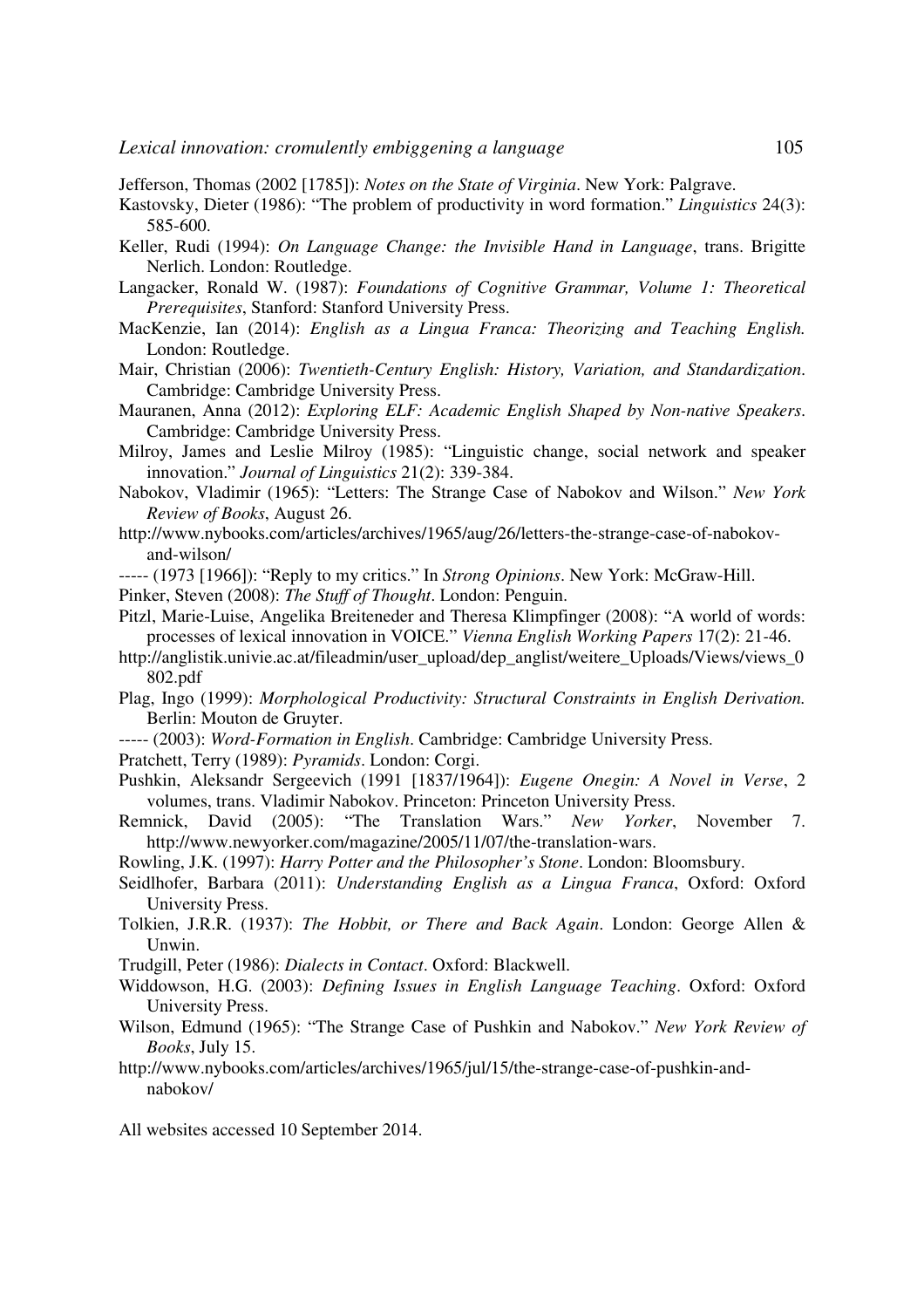Jefferson, Thomas (2002 [1785]): *Notes on the State of Virginia*. New York: Palgrave.

Kastovsky, Dieter (1986): "The problem of productivity in word formation." *Linguistics* 24(3): 585-600.

Keller, Rudi (1994): *On Language Change: the Invisible Hand in Language*, trans. Brigitte Nerlich. London: Routledge.

Langacker, Ronald W. (1987): *Foundations of Cognitive Grammar, Volume 1: Theoretical Prerequisites*, Stanford: Stanford University Press.

MacKenzie, Ian (2014): *English as a Lingua Franca: Theorizing and Teaching English.* London: Routledge.

Mair, Christian (2006): *Twentieth-Century English: History, Variation, and Standardization*. Cambridge: Cambridge University Press.

Mauranen, Anna (2012): *Exploring ELF: Academic English Shaped by Non-native Speakers*. Cambridge: Cambridge University Press.

Milroy, James and Leslie Milroy (1985): "Linguistic change, social network and speaker innovation." *Journal of Linguistics* 21(2): 339-384.

Nabokov, Vladimir (1965): "Letters: The Strange Case of Nabokov and Wilson." *New York Review of Books*, August 26.

http://www.nybooks.com/articles/archives/1965/aug/26/letters-the-strange-case-of-nabokov-and-wilson/

----- (1973 [1966]): "Reply to my critics." In *Strong Opinions*. New York: McGraw-Hill.

Pinker, Steven (2008): *The Stuff of Thought*. London: Penguin.

Pitzl, Marie-Luise, Angelika Breiteneder and Theresa Klimpfinger (2008): "A world of words: processes of lexical innovation in VOICE." *Vienna English Working Papers* 17(2): 21-46.

http://anglistik.univie.ac.at/fileadmin/user_upload/dep_anglist/weitere_Uploads/Views/views_0802.pdf

Plag, Ingo (1999): *Morphological Productivity: Structural Constraints in English Derivation.* Berlin: Mouton de Gruyter.

----- (2003): *Word-Formation in English*. Cambridge: Cambridge University Press.

Pratchett, Terry (1989): *Pyramids*. London: Corgi.

Pushkin, Aleksandr Sergeevich (1991 [1837/1964]): *Eugene Onegin: A Novel in Verse*, 2 volumes, trans. Vladimir Nabokov. Princeton: Princeton University Press.

Remnick, David (2005): "The Translation Wars." *New Yorker*, November 7. http://www.newyorker.com/magazine/2005/11/07/the-translation-wars.

Rowling, J.K. (1997): *Harry Potter and the Philosopher's Stone*. London: Bloomsbury.

Seidlhofer, Barbara (2011): *Understanding English as a Lingua Franca*, Oxford: Oxford University Press.

Tolkien, J.R.R. (1937): *The Hobbit, or There and Back Again*. London: George Allen & Unwin.

Trudgill, Peter (1986): *Dialects in Contact*. Oxford: Blackwell.

Widdowson, H.G. (2003): *Defining Issues in English Language Teaching*. Oxford: Oxford University Press.

Wilson, Edmund (1965): "The Strange Case of Pushkin and Nabokov." *New York Review of Books*, July 15.

http://www.nybooks.com/articles/archives/1965/jul/15/the-strange-case-of-pushkin-and-nabokov/

All websites accessed 10 September 2014.